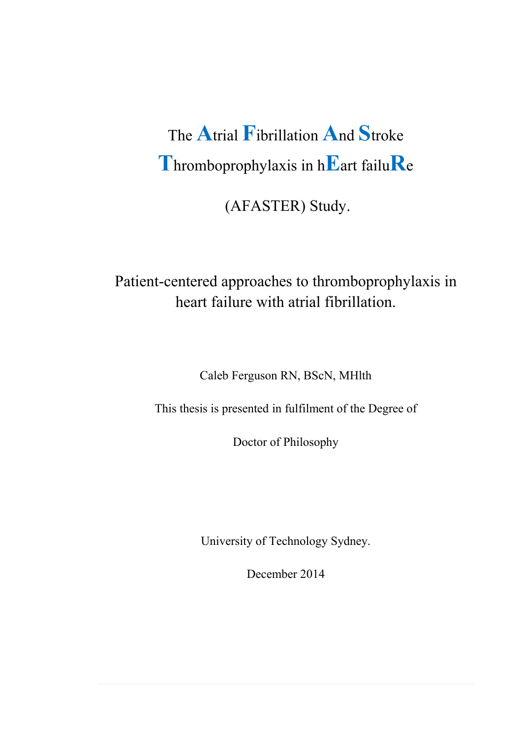# The Atrial Fibrillation And Stroke Thromboprophylaxis in hEart failuRe

# (AFASTER) Study.

## Patient-centered approaches to thromboprophylaxis in heart failure with atrial fibrillation.

Caleb Ferguson RN, BScN, MHlth

This thesis is presented in fulfilment of the Degree of

Doctor of Philosophy

University of Technology Sydney.

December 2014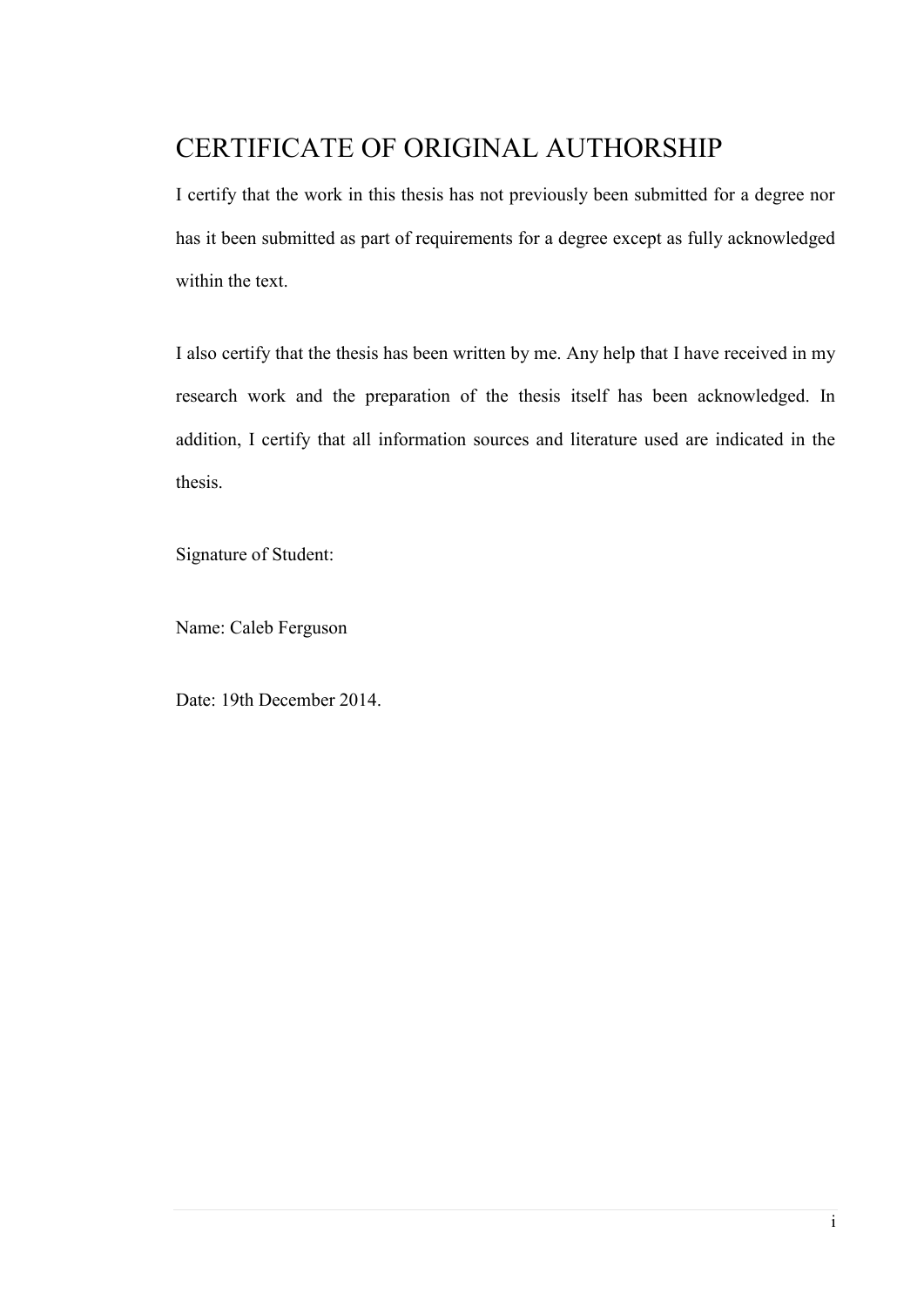# CERTIFICATE OF ORIGINAL AUTHORSHIP

I certify that the work in this thesis has not previously been submitted for a degree nor has it been submitted as part of requirements for a degree except as fully acknowledged within the text.

I also certify that the thesis has been written by me. Any help that I have received in my research work and the preparation of the thesis itself has been acknowledged. In addition, I certify that all information sources and literature used are indicated in the thesis.

Signature of Student:

Name: Caleb Ferguson

Date: 19th December 2014.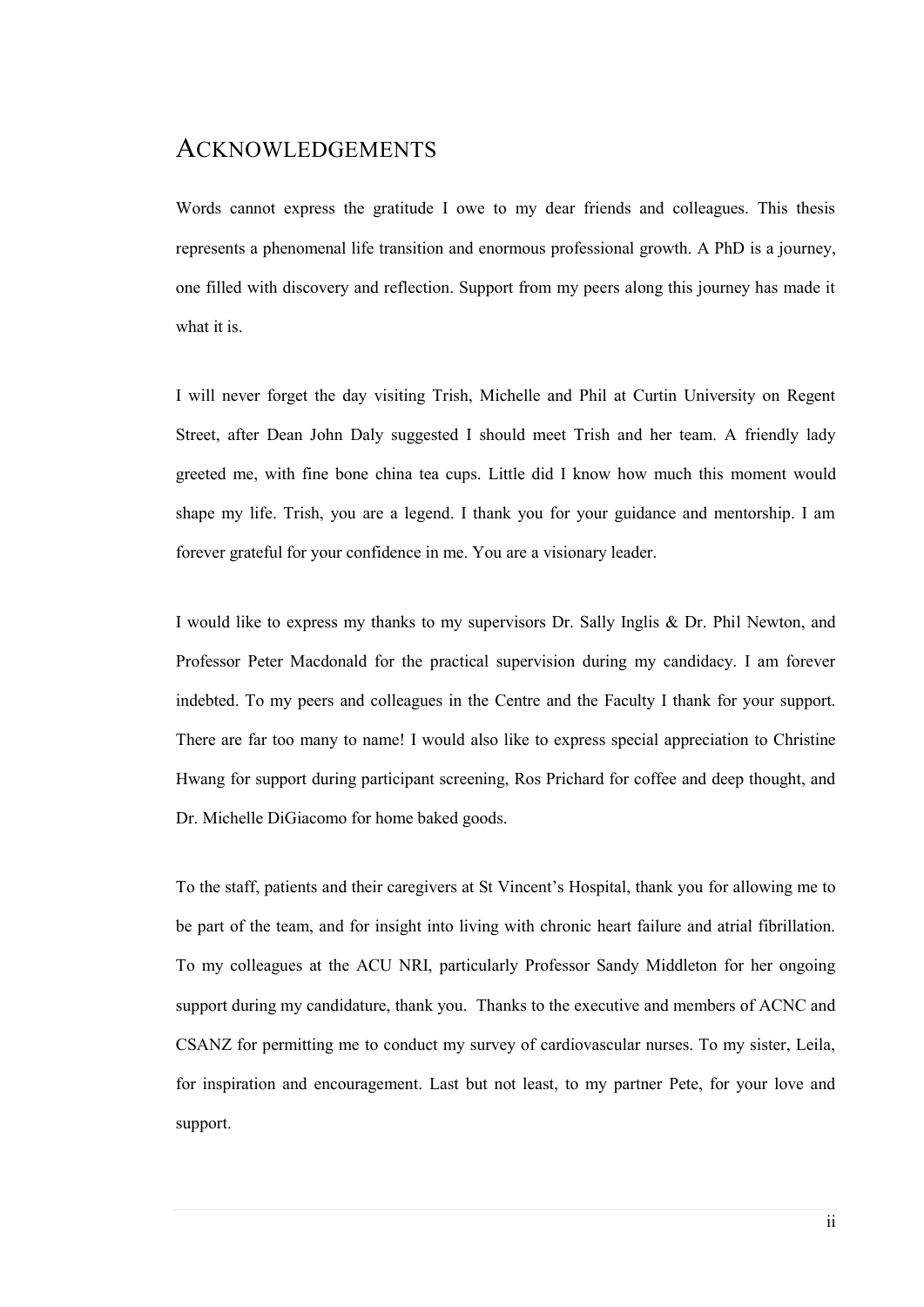# ACKNOWLEDGEMENTS

Words cannot express the gratitude I owe to my dear friends and colleagues. This thesis represents a phenomenal life transition and enormous professional growth. A PhD is a journey, one filled with discovery and reflection. Support from my peers along this journey has made it what it is.

I will never forget the day visiting Trish, Michelle and Phil at Curtin University on Regent Street, after Dean John Daly suggested I should meet Trish and her team. A friendly lady greeted me, with fine bone china tea cups. Little did I know how much this moment would shape my life. Trish, you are a legend. I thank you for your guidance and mentorship. I am forever grateful for your confidence in me. You are a visionary leader.

I would like to express my thanks to my supervisors Dr. Sally Inglis & Dr. Phil Newton, and Professor Peter Macdonald for the practical supervision during my candidacy. I am forever indebted. To my peers and colleagues in the Centre and the Faculty I thank for your support. There are far too many to name! I would also like to express special appreciation to Christine Hwang for support during participant screening, Ros Prichard for coffee and deep thought, and Dr. Michelle DiGiacomo for home baked goods.

To the staff, patients and their caregivers at St Vincent's Hospital, thank you for allowing me to be part of the team, and for insight into living with chronic heart failure and atrial fibrillation. To my colleagues at the ACU NRI, particularly Professor Sandy Middleton for her ongoing support during my candidature, thank you. Thanks to the executive and members of ACNC and CSANZ for permitting me to conduct my survey of cardiovascular nurses. To my sister, Leila, for inspiration and encouragement. Last but not least, to my partner Pete, for your love and support.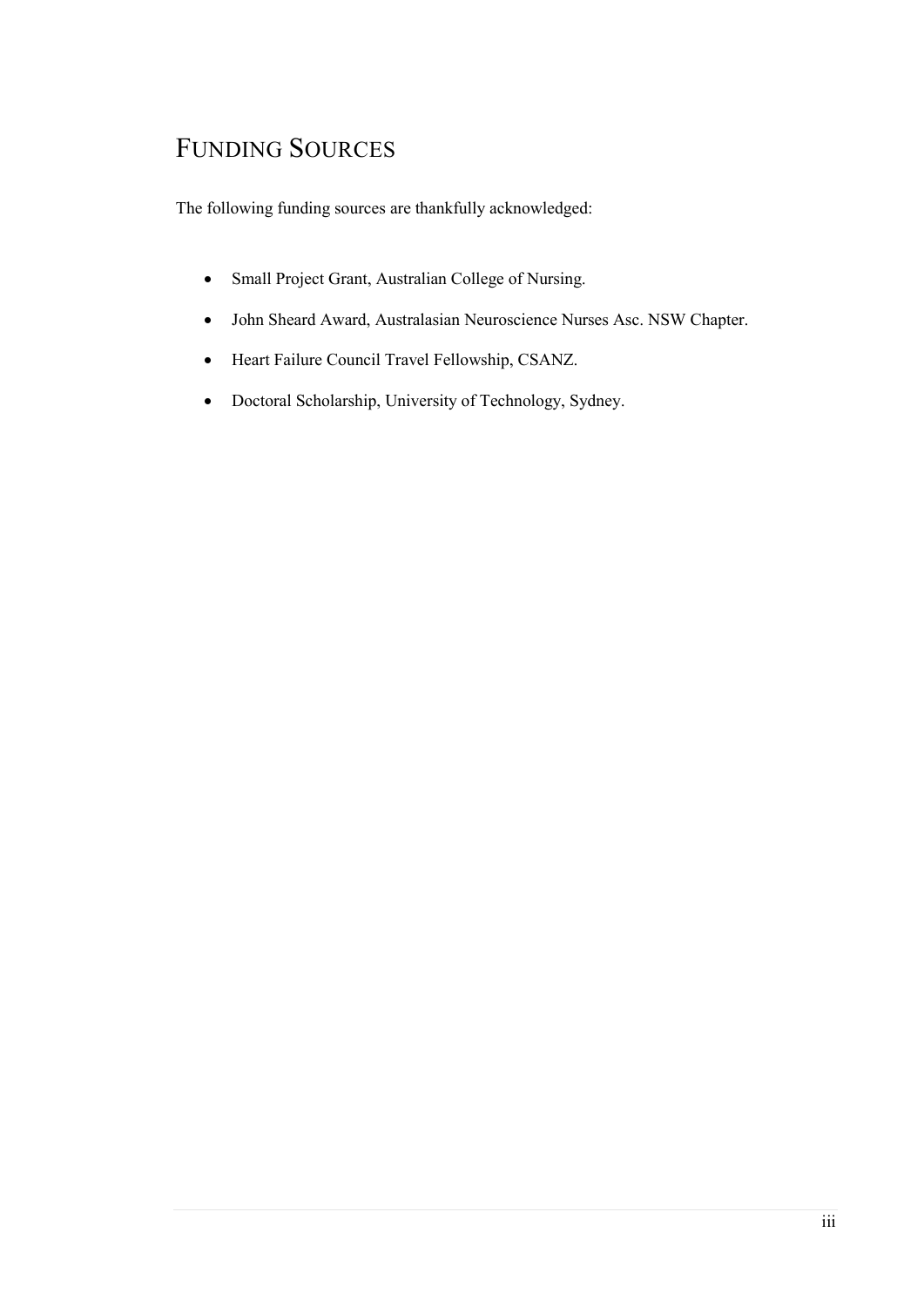# FUNDING SOURCES

The following funding sources are thankfully acknowledged:

- Small Project Grant, Australian College of Nursing.
- John Sheard Award, Australasian Neuroscience Nurses Asc. NSW Chapter.
- Heart Failure Council Travel Fellowship, CSANZ.
- Doctoral Scholarship, University of Technology, Sydney.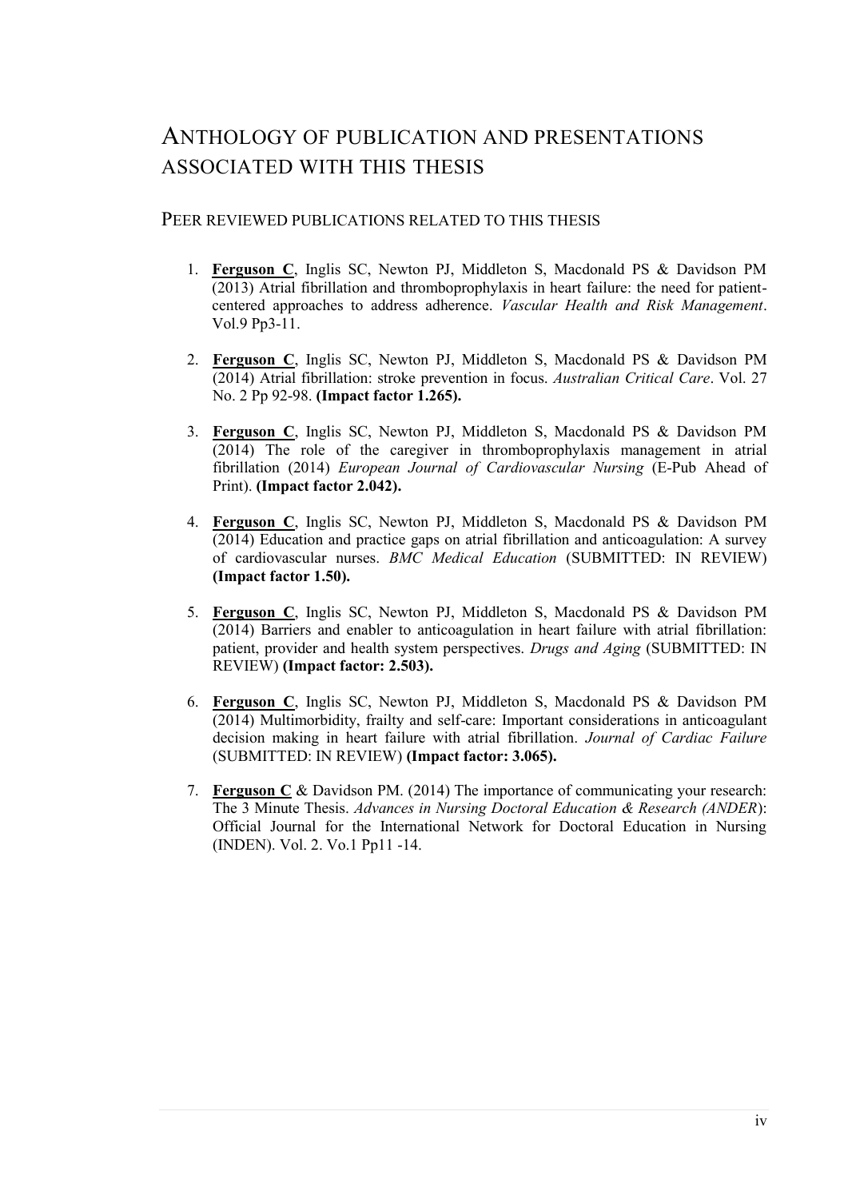# Anthology of publication and presentations associated with this thesis

## Peer reviewed publications related to this thesis

1. **Ferguson C**, Inglis SC, Newton PJ, Middleton S, Macdonald PS & Davidson PM (2013) Atrial fibrillation and thromboprophylaxis in heart failure: the need for patient-centered approaches to address adherence. *Vascular Health and Risk Management*. Vol.9 Pp3-11.

2. **Ferguson C**, Inglis SC, Newton PJ, Middleton S, Macdonald PS & Davidson PM (2014) Atrial fibrillation: stroke prevention in focus. *Australian Critical Care*. Vol. 27 No. 2 Pp 92-98. **(Impact factor 1.265).**

3. **Ferguson C**, Inglis SC, Newton PJ, Middleton S, Macdonald PS & Davidson PM (2014) The role of the caregiver in thromboprophylaxis management in atrial fibrillation (2014) *European Journal of Cardiovascular Nursing* (E-Pub Ahead of Print). **(Impact factor 2.042).**

4. **Ferguson C**, Inglis SC, Newton PJ, Middleton S, Macdonald PS & Davidson PM (2014) Education and practice gaps on atrial fibrillation and anticoagulation: A survey of cardiovascular nurses. *BMC Medical Education* (SUBMITTED: IN REVIEW) **(Impact factor 1.50).**

5. **Ferguson C**, Inglis SC, Newton PJ, Middleton S, Macdonald PS & Davidson PM (2014) Barriers and enabler to anticoagulation in heart failure with atrial fibrillation: patient, provider and health system perspectives. *Drugs and Aging* (SUBMITTED: IN REVIEW) **(Impact factor: 2.503).**

6. **Ferguson C**, Inglis SC, Newton PJ, Middleton S, Macdonald PS & Davidson PM (2014) Multimorbidity, frailty and self-care: Important considerations in anticoagulant decision making in heart failure with atrial fibrillation. *Journal of Cardiac Failure* (SUBMITTED: IN REVIEW) **(Impact factor: 3.065).**

7. **Ferguson C** & Davidson PM. (2014) The importance of communicating your research: The 3 Minute Thesis. *Advances in Nursing Doctoral Education & Research (ANDER*): Official Journal for the International Network for Doctoral Education in Nursing (INDEN). Vol. 2. Vo.1 Pp11 -14.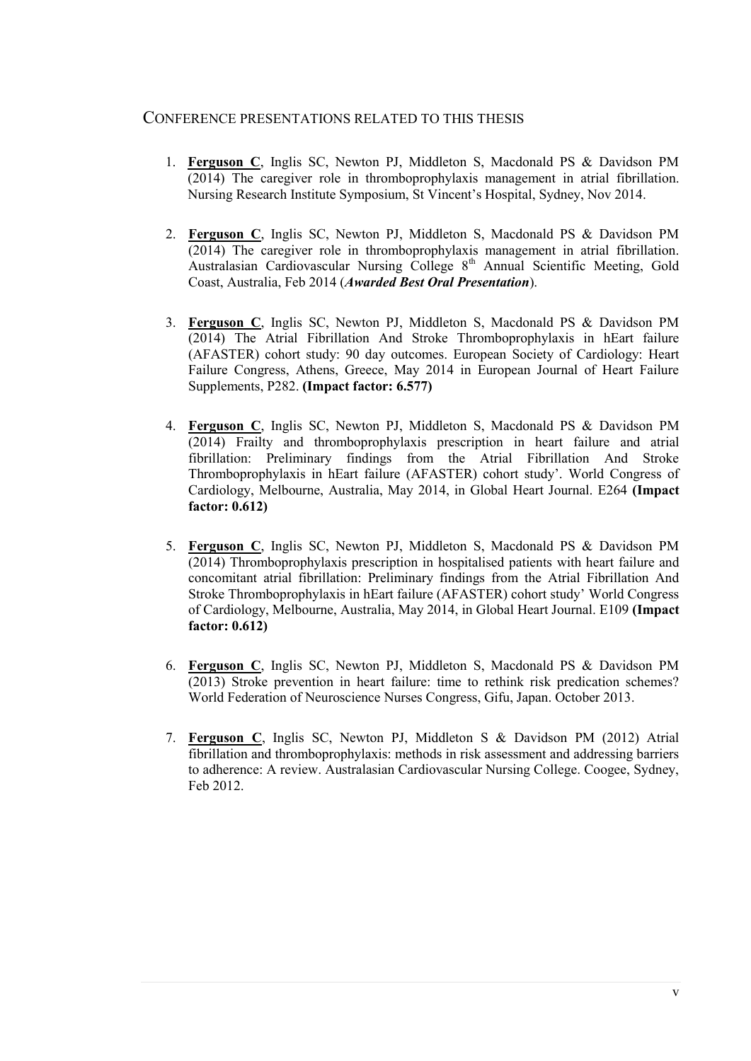## Conference presentations related to this thesis

1. **Ferguson C**, Inglis SC, Newton PJ, Middleton S, Macdonald PS & Davidson PM (2014) The caregiver role in thromboprophylaxis management in atrial fibrillation. Nursing Research Institute Symposium, St Vincent's Hospital, Sydney, Nov 2014.

2. **Ferguson C**, Inglis SC, Newton PJ, Middleton S, Macdonald PS & Davidson PM (2014) The caregiver role in thromboprophylaxis management in atrial fibrillation. Australasian Cardiovascular Nursing College 8th Annual Scientific Meeting, Gold Coast, Australia, Feb 2014 (***Awarded Best Oral Presentation***).

3. **Ferguson C**, Inglis SC, Newton PJ, Middleton S, Macdonald PS & Davidson PM (2014) The Atrial Fibrillation And Stroke Thromboprophylaxis in hEart failure (AFASTER) cohort study: 90 day outcomes. European Society of Cardiology: Heart Failure Congress, Athens, Greece, May 2014 in European Journal of Heart Failure Supplements, P282. **(Impact factor: 6.577)**

4. **Ferguson C**, Inglis SC, Newton PJ, Middleton S, Macdonald PS & Davidson PM (2014) Frailty and thromboprophylaxis prescription in heart failure and atrial fibrillation: Preliminary findings from the Atrial Fibrillation And Stroke Thromboprophylaxis in hEart failure (AFASTER) cohort study'. World Congress of Cardiology, Melbourne, Australia, May 2014, in Global Heart Journal. E264 **(Impact factor: 0.612)**

5. **Ferguson C**, Inglis SC, Newton PJ, Middleton S, Macdonald PS & Davidson PM (2014) Thromboprophylaxis prescription in hospitalised patients with heart failure and concomitant atrial fibrillation: Preliminary findings from the Atrial Fibrillation And Stroke Thromboprophylaxis in hEart failure (AFASTER) cohort study' World Congress of Cardiology, Melbourne, Australia, May 2014, in Global Heart Journal. E109 **(Impact factor: 0.612)**

6. **Ferguson C**, Inglis SC, Newton PJ, Middleton S, Macdonald PS & Davidson PM (2013) Stroke prevention in heart failure: time to rethink risk predication schemes? World Federation of Neuroscience Nurses Congress, Gifu, Japan. October 2013.

7. **Ferguson C**, Inglis SC, Newton PJ, Middleton S & Davidson PM (2012) Atrial fibrillation and thromboprophylaxis: methods in risk assessment and addressing barriers to adherence: A review. Australasian Cardiovascular Nursing College. Coogee, Sydney, Feb 2012.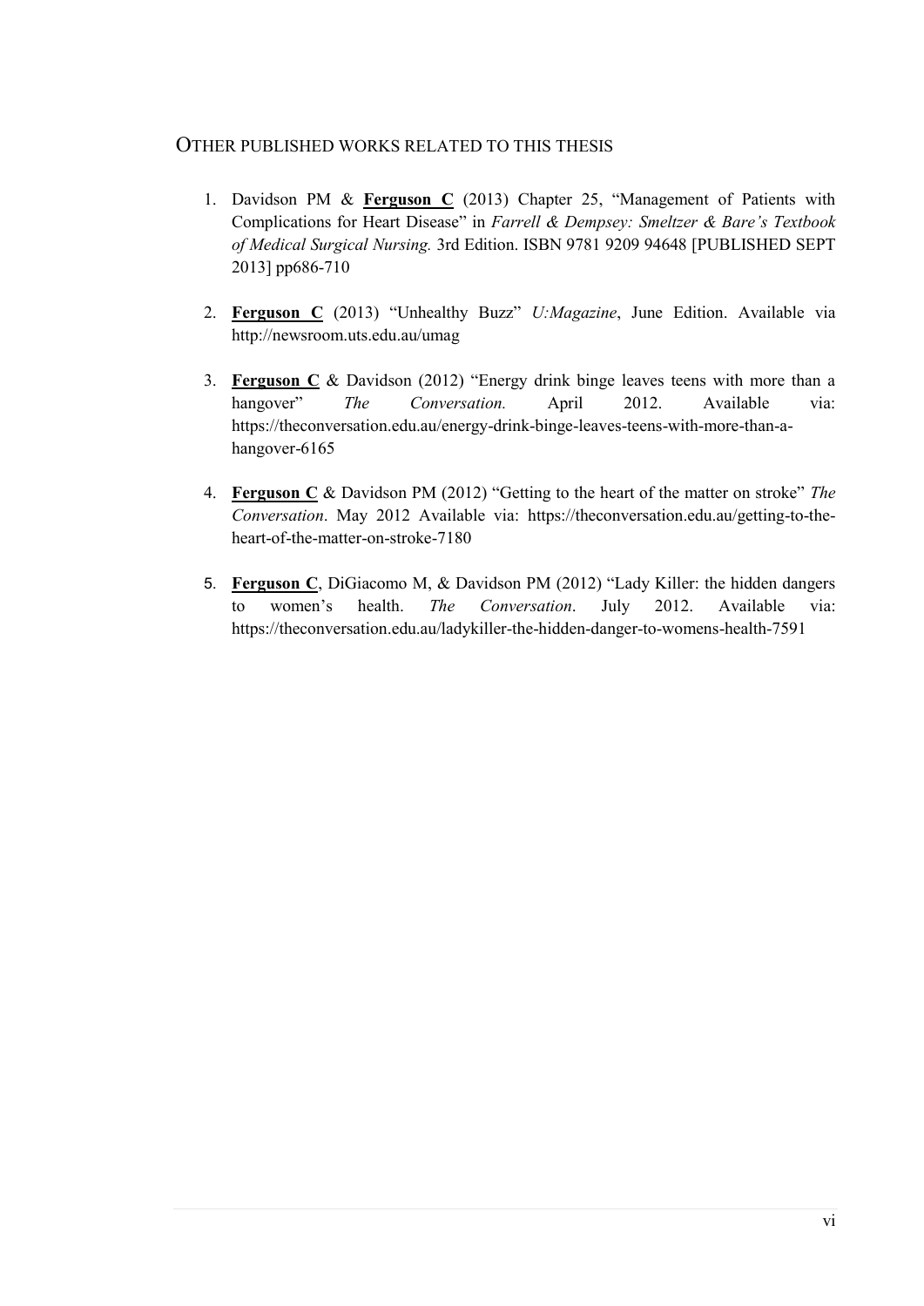## OTHER PUBLISHED WORKS RELATED TO THIS THESIS

1. Davidson PM & **Ferguson C** (2013) Chapter 25, "Management of Patients with Complications for Heart Disease" in *Farrell & Dempsey: Smeltzer & Bare's Textbook of Medical Surgical Nursing.* 3rd Edition. ISBN 9781 9209 94648 [PUBLISHED SEPT 2013] pp686-710

2. **Ferguson C** (2013) "Unhealthy Buzz" *U:Magazine*, June Edition. Available via http://newsroom.uts.edu.au/umag

3. **Ferguson C** & Davidson (2012) "Energy drink binge leaves teens with more than a hangover" *The Conversation.* April 2012. Available via: https://theconversation.edu.au/energy-drink-binge-leaves-teens-with-more-than-a-hangover-6165

4. **Ferguson C** & Davidson PM (2012) "Getting to the heart of the matter on stroke" *The Conversation*. May 2012 Available via: https://theconversation.edu.au/getting-to-the-heart-of-the-matter-on-stroke-7180

5. **Ferguson C**, DiGiacomo M, & Davidson PM (2012) "Lady Killer: the hidden dangers to women's health. *The Conversation*. July 2012. Available via: https://theconversation.edu.au/ladykiller-the-hidden-danger-to-womens-health-7591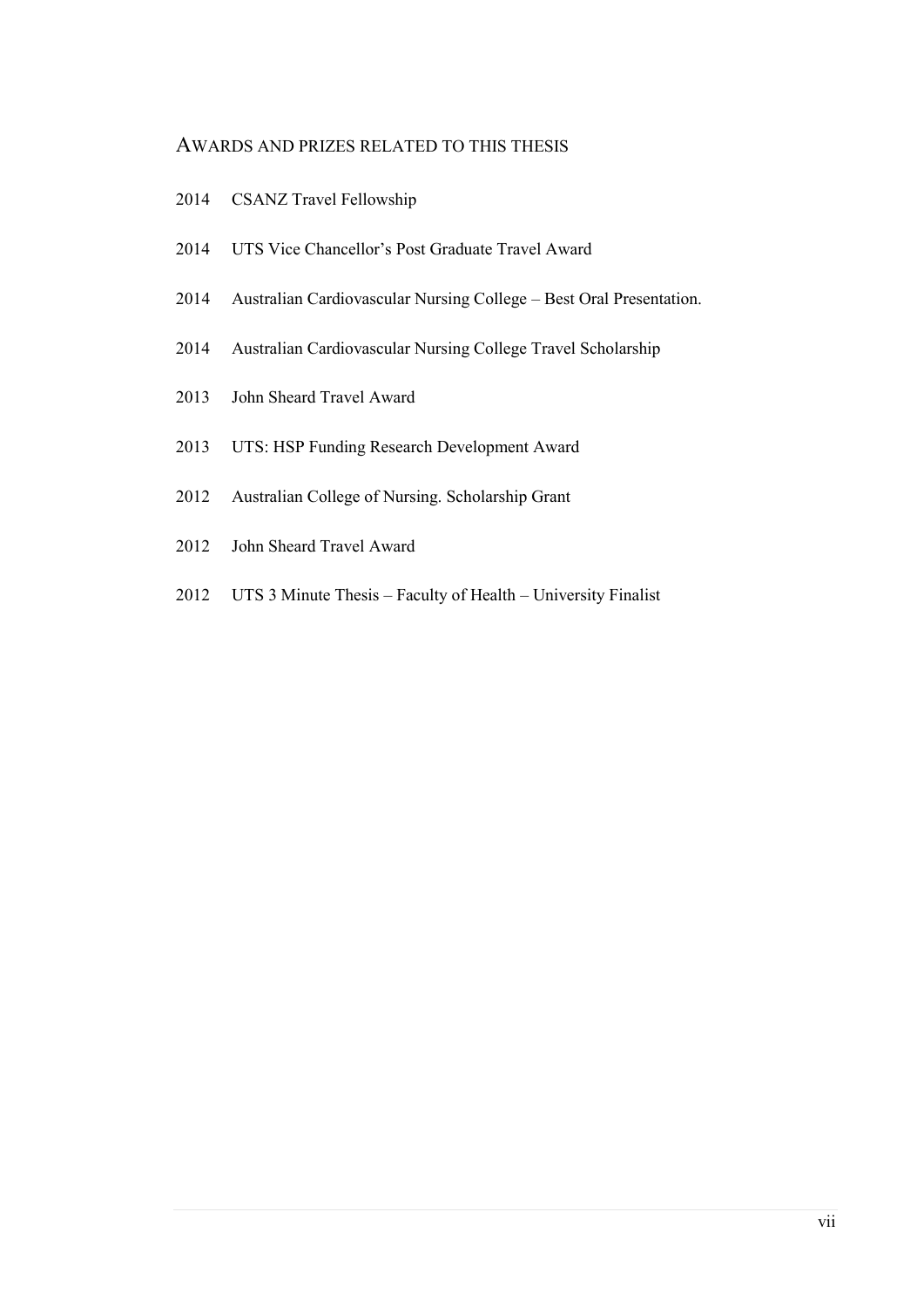## AWARDS AND PRIZES RELATED TO THIS THESIS

2014 CSANZ Travel Fellowship

2014 UTS Vice Chancellor's Post Graduate Travel Award

2014 Australian Cardiovascular Nursing College – Best Oral Presentation.

2014 Australian Cardiovascular Nursing College Travel Scholarship

2013 John Sheard Travel Award

2013 UTS: HSP Funding Research Development Award

2012 Australian College of Nursing. Scholarship Grant

2012 John Sheard Travel Award

2012 UTS 3 Minute Thesis – Faculty of Health – University Finalist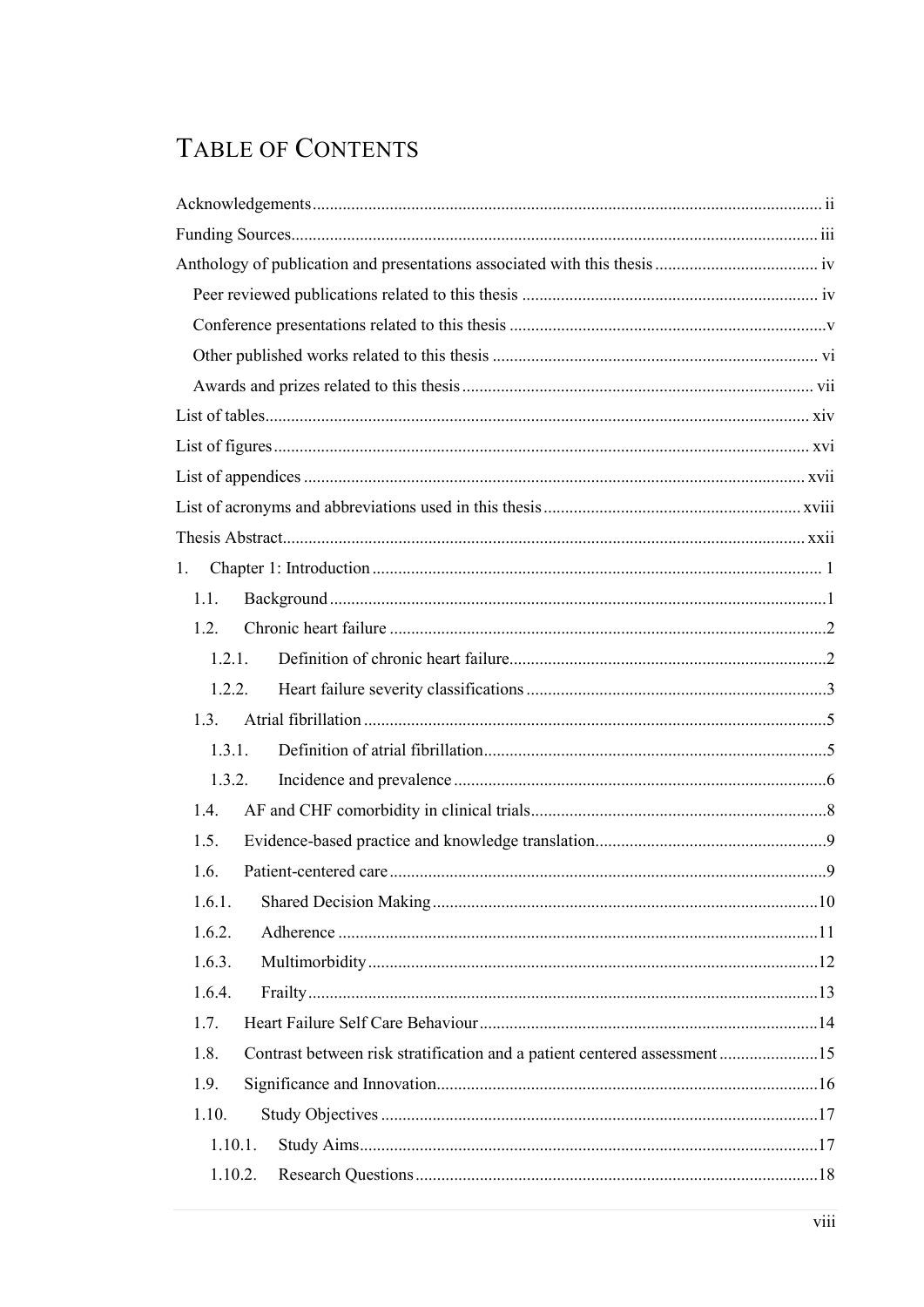# Table of Contents

Acknowledgements ..... ii

Funding Sources ..... iii

Anthology of publication and presentations associated with this thesis ..... iv

- Peer reviewed publications related to this thesis ..... iv
- Conference presentations related to this thesis ..... v
- Other published works related to this thesis ..... vi
- Awards and prizes related to this thesis ..... vii

List of tables ..... xiv

List of figures ..... xvi

List of appendices ..... xvii

List of acronyms and abbreviations used in this thesis ..... xviii

Thesis Abstract ..... xxii

1. Chapter 1: Introduction ..... 1
   - 1.1. Background ..... 1
   - 1.2. Chronic heart failure ..... 2
     - 1.2.1. Definition of chronic heart failure ..... 2
     - 1.2.2. Heart failure severity classifications ..... 3
   - 1.3. Atrial fibrillation ..... 5
     - 1.3.1. Definition of atrial fibrillation ..... 5
     - 1.3.2. Incidence and prevalence ..... 6
   - 1.4. AF and CHF comorbidity in clinical trials ..... 8
   - 1.5. Evidence-based practice and knowledge translation ..... 9
   - 1.6. Patient-centered care ..... 9
   - 1.6.1. Shared Decision Making ..... 10
   - 1.6.2. Adherence ..... 11
   - 1.6.3. Multimorbidity ..... 12
   - 1.6.4. Frailty ..... 13
   - 1.7. Heart Failure Self Care Behaviour ..... 14
   - 1.8. Contrast between risk stratification and a patient centered assessment ..... 15
   - 1.9. Significance and Innovation ..... 16
   - 1.10. Study Objectives ..... 17
     - 1.10.1. Study Aims ..... 17
     - 1.10.2. Research Questions ..... 18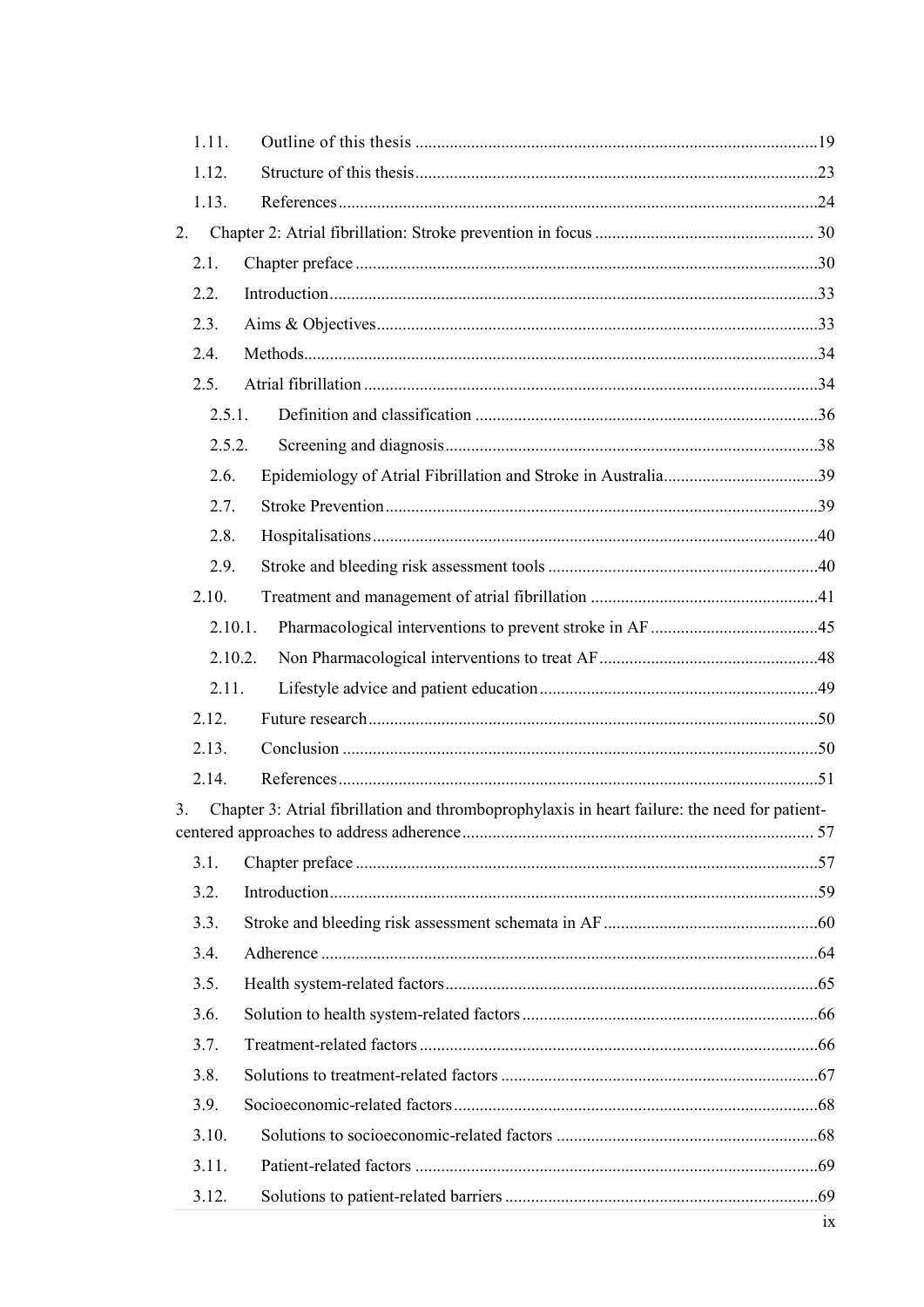1.11. Outline of this thesis ....................................................................................................19

1.12. Structure of this thesis....................................................................................................23

1.13. References......................................................................................................................24

2. Chapter 2: Atrial fibrillation: Stroke prevention in focus .................................................. 30

2.1. Chapter preface ...............................................................................................................30

2.2. Introduction.....................................................................................................................33

2.3. Aims & Objectives..........................................................................................................33

2.4. Methods...........................................................................................................................34

2.5. Atrial fibrillation .............................................................................................................34

2.5.1. Definition and classification ......................................................................................36

2.5.2. Screening and diagnosis.............................................................................................38

2.6. Epidemiology of Atrial Fibrillation and Stroke in Australia....................................39

2.7. Stroke Prevention .......................................................................................................39

2.8. Hospitalisations..........................................................................................................40

2.9. Stroke and bleeding risk assessment tools .................................................................40

2.10. Treatment and management of atrial fibrillation ........................................................41

2.10.1. Pharmacological interventions to prevent stroke in AF ...........................................45

2.10.2. Non Pharmacological interventions to treat AF.......................................................48

2.11. Lifestyle advice and patient education ...................................................................49

2.12. Future research............................................................................................................50

2.13. Conclusion ..................................................................................................................50

2.14. References...................................................................................................................51

3. Chapter 3: Atrial fibrillation and thromboprophylaxis in heart failure: the need for patient-centered approaches to address adherence ........................................................................... 57

3.1. Chapter preface ...............................................................................................................57

3.2. Introduction.....................................................................................................................59

3.3. Stroke and bleeding risk assessment schemata in AF ....................................................60

3.4. Adherence .......................................................................................................................64

3.5. Health system-related factors.........................................................................................65

3.6. Solution to health system-related factors .......................................................................66

3.7. Treatment-related factors ...............................................................................................66

3.8. Solutions to treatment-related factors ............................................................................67

3.9. Socioeconomic-related factors.......................................................................................68

3.10. Solutions to socioeconomic-related factors ................................................................68

3.11. Patient-related factors .................................................................................................69

3.12. Solutions to patient-related barriers ............................................................................69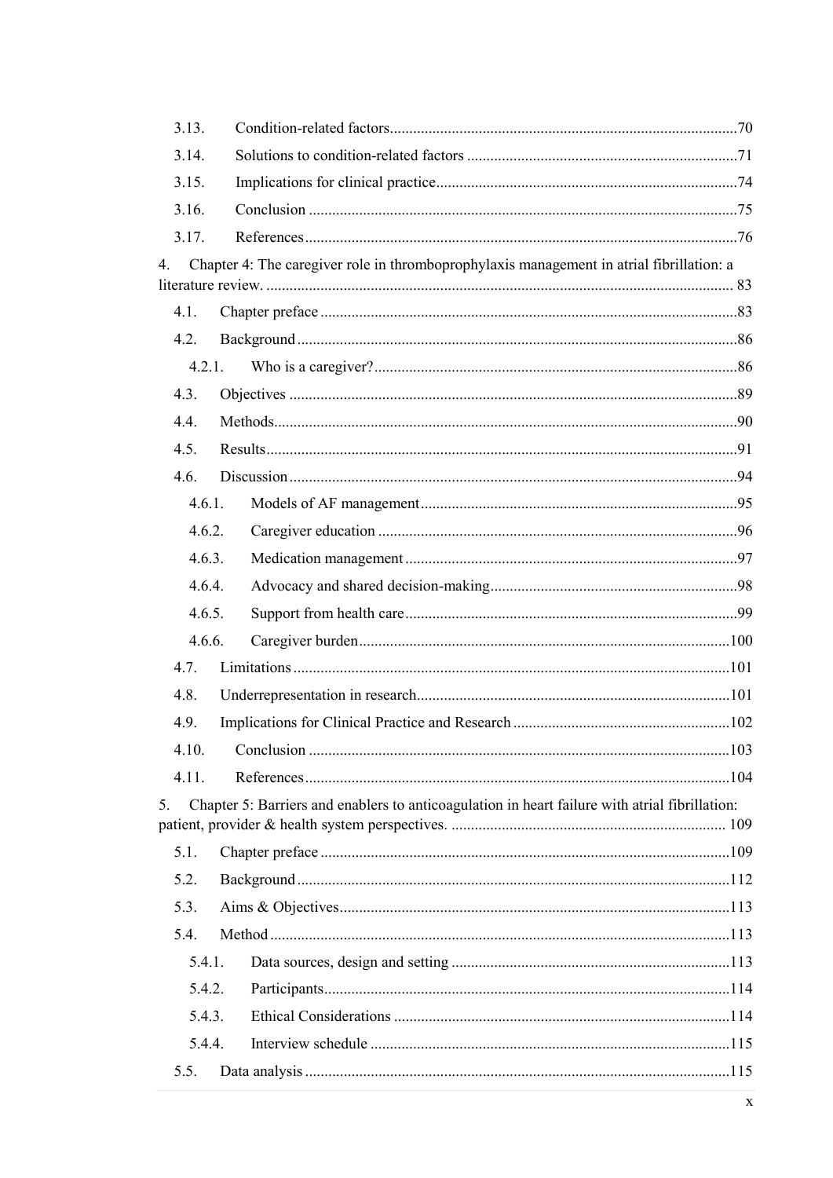3.13. Condition-related factors ... 70

3.14. Solutions to condition-related factors ... 71

3.15. Implications for clinical practice ... 74

3.16. Conclusion ... 75

3.17. References ... 76

4. Chapter 4: The caregiver role in thromboprophylaxis management in atrial fibrillation: a literature review. ... 83

4.1. Chapter preface ... 83

4.2. Background ... 86

4.2.1. Who is a caregiver? ... 86

4.3. Objectives ... 89

4.4. Methods ... 90

4.5. Results ... 91

4.6. Discussion ... 94

4.6.1. Models of AF management ... 95

4.6.2. Caregiver education ... 96

4.6.3. Medication management ... 97

4.6.4. Advocacy and shared decision-making ... 98

4.6.5. Support from health care ... 99

4.6.6. Caregiver burden ... 100

4.7. Limitations ... 101

4.8. Underrepresentation in research ... 101

4.9. Implications for Clinical Practice and Research ... 102

4.10. Conclusion ... 103

4.11. References ... 104

5. Chapter 5: Barriers and enablers to anticoagulation in heart failure with atrial fibrillation: patient, provider & health system perspectives. ... 109

5.1. Chapter preface ... 109

5.2. Background ... 112

5.3. Aims & Objectives ... 113

5.4. Method ... 113

5.4.1. Data sources, design and setting ... 113

5.4.2. Participants ... 114

5.4.3. Ethical Considerations ... 114

5.4.4. Interview schedule ... 115

5.5. Data analysis ... 115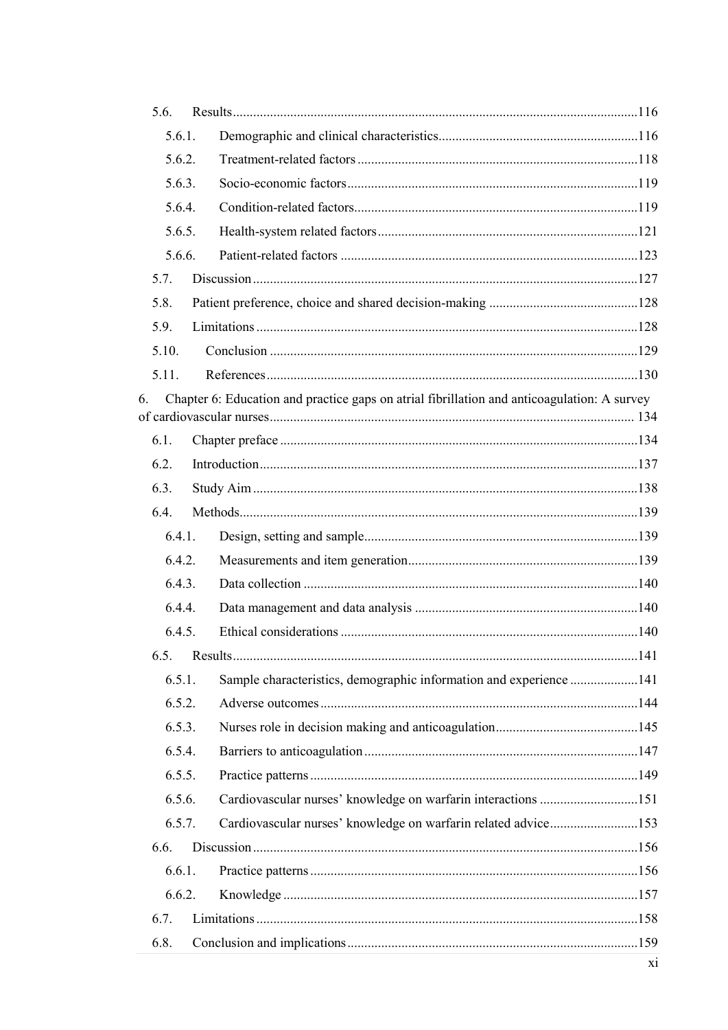- 5.6. Results ......................................................................................................................116
  - 5.6.1. Demographic and clinical characteristics..........................................................116
  - 5.6.2. Treatment-related factors ..................................................................................118
  - 5.6.3. Socio-economic factors.....................................................................................119
  - 5.6.4. Condition-related factors...................................................................................119
  - 5.6.5. Health-system related factors ............................................................................121
  - 5.6.6. Patient-related factors .......................................................................................123
- 5.7. Discussion ................................................................................................................127
- 5.8. Patient preference, choice and shared decision-making ............................................128
- 5.9. Limitations ...............................................................................................................128
- 5.10. Conclusion ...........................................................................................................129
- 5.11. References............................................................................................................130

6. Chapter 6: Education and practice gaps on atrial fibrillation and anticoagulation: A survey of cardiovascular nurses........................................................................................................... 134

- 6.1. Chapter preface ........................................................................................................134
- 6.2. Introduction..............................................................................................................137
- 6.3. Study Aim ................................................................................................................138
- 6.4. Methods....................................................................................................................139
  - 6.4.1. Design, setting and sample................................................................................139
  - 6.4.2. Measurements and item generation...................................................................139
  - 6.4.3. Data collection ..................................................................................................140
  - 6.4.4. Data management and data analysis .................................................................140
  - 6.4.5. Ethical considerations .......................................................................................140
- 6.5. Results......................................................................................................................141
  - 6.5.1. Sample characteristics, demographic information and experience ....................141
  - 6.5.2. Adverse outcomes .............................................................................................144
  - 6.5.3. Nurses role in decision making and anticoagulation..........................................145
  - 6.5.4. Barriers to anticoagulation ................................................................................147
  - 6.5.5. Practice patterns ................................................................................................149
  - 6.5.6. Cardiovascular nurses' knowledge on warfarin interactions .............................151
  - 6.5.7. Cardiovascular nurses' knowledge on warfarin related advice..........................153
- 6.6. Discussion ................................................................................................................156
  - 6.6.1. Practice patterns ................................................................................................156
  - 6.6.2. Knowledge ........................................................................................................157
- 6.7. Limitations ...............................................................................................................158
- 6.8. Conclusion and implications.....................................................................................159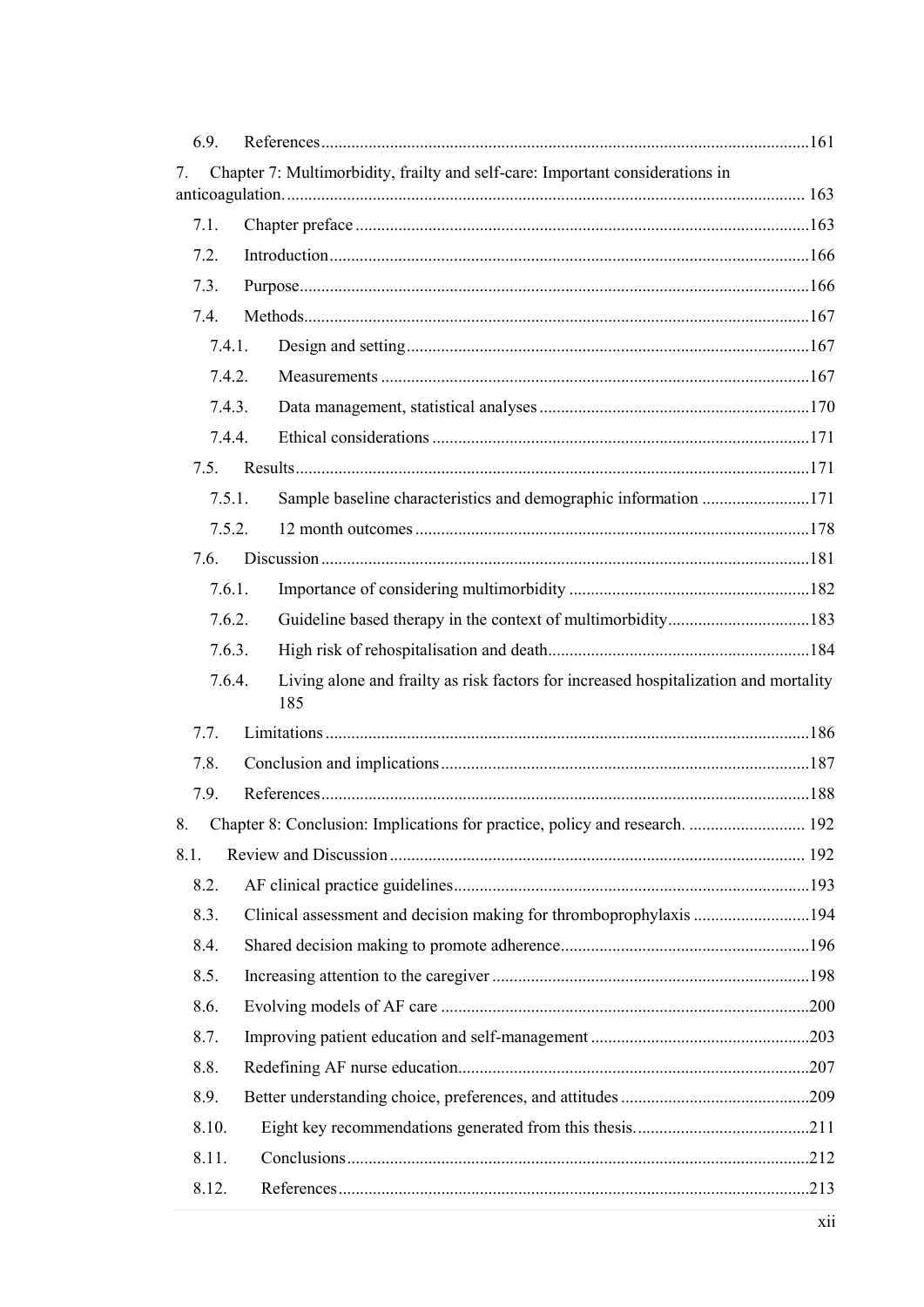6.9. References ......................................................................................................161

7. Chapter 7: Multimorbidity, frailty and self-care: Important considerations in anticoagulation. ......................................................................................................... 163

7.1. Chapter preface ......................................................................................................163

7.2. Introduction ......................................................................................................166

7.3. Purpose ......................................................................................................166

7.4. Methods ......................................................................................................167

7.4.1. Design and setting ......................................................................................................167

7.4.2. Measurements ......................................................................................................167

7.4.3. Data management, statistical analyses ......................................................................................................170

7.4.4. Ethical considerations ......................................................................................................171

7.5. Results ......................................................................................................171

7.5.1. Sample baseline characteristics and demographic information ......................................................................................................171

7.5.2. 12 month outcomes ......................................................................................................178

7.6. Discussion ......................................................................................................181

7.6.1. Importance of considering multimorbidity ......................................................................................................182

7.6.2. Guideline based therapy in the context of multimorbidity ......................................................................................................183

7.6.3. High risk of rehospitalisation and death ......................................................................................................184

7.6.4. Living alone and frailty as risk factors for increased hospitalization and mortality 185

7.7. Limitations ......................................................................................................186

7.8. Conclusion and implications ......................................................................................................187

7.9. References ......................................................................................................188

8. Chapter 8: Conclusion: Implications for practice, policy and research. ......................................................................................................... 192

8.1. Review and Discussion ......................................................................................................... 192

8.2. AF clinical practice guidelines ......................................................................................................193

8.3. Clinical assessment and decision making for thromboprophylaxis ......................................................................................................194

8.4. Shared decision making to promote adherence ......................................................................................................196

8.5. Increasing attention to the caregiver ......................................................................................................198

8.6. Evolving models of AF care ......................................................................................................200

8.7. Improving patient education and self-management ......................................................................................................203

8.8. Redefining AF nurse education ......................................................................................................207

8.9. Better understanding choice, preferences, and attitudes ......................................................................................................209

8.10. Eight key recommendations generated from this thesis. ......................................................................................................211

8.11. Conclusions ......................................................................................................212

8.12. References ......................................................................................................213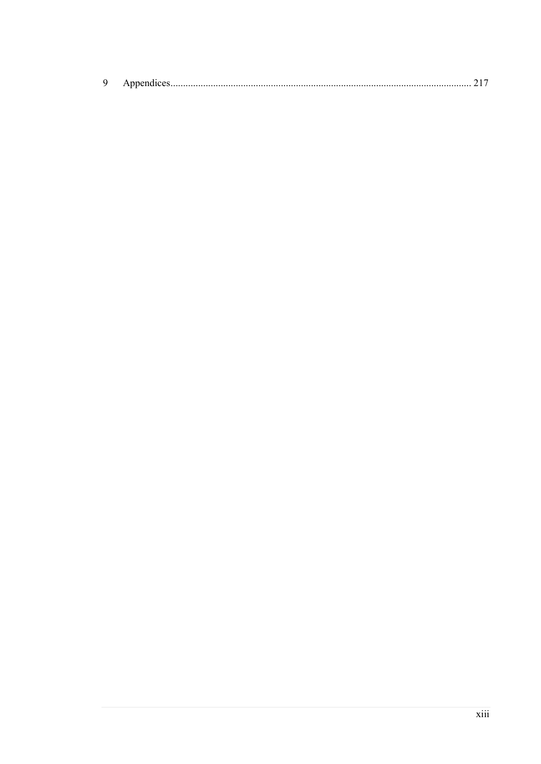9 Appendices........................................................................................................................ 217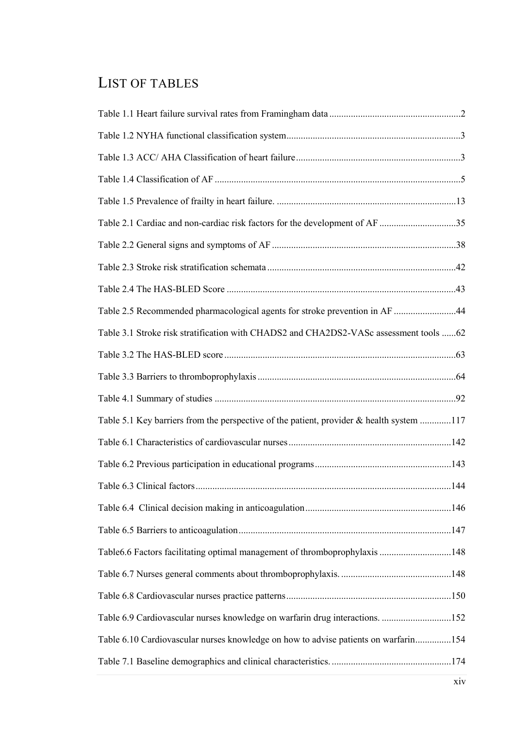# LIST OF TABLES

Table 1.1 Heart failure survival rates from Framingham data .......................................................2

Table 1.2 NYHA functional classification system.........................................................................3

Table 1.3 ACC/ AHA Classification of heart failure.....................................................................3

Table 1.4 Classification of AF .......................................................................................................5

Table 1.5 Prevalence of frailty in heart failure. ...........................................................................13

Table 2.1 Cardiac and non-cardiac risk factors for the development of AF ................................35

Table 2.2 General signs and symptoms of AF .............................................................................38

Table 2.3 Stroke risk stratification schemata ...............................................................................42

Table 2.4 The HAS-BLED Score ................................................................................................43

Table 2.5 Recommended pharmacological agents for stroke prevention in AF ..........................44

Table 3.1 Stroke risk stratification with CHADS2 and CHA2DS2-VASc assessment tools ......62

Table 3.2 The HAS-BLED score .................................................................................................63

Table 3.3 Barriers to thromboprophylaxis ...................................................................................64

Table 4.1 Summary of studies .....................................................................................................92

Table 5.1 Key barriers from the perspective of the patient, provider & health system .............117

Table 6.1 Characteristics of cardiovascular nurses ....................................................................142

Table 6.2 Previous participation in educational programs .........................................................143

Table 6.3 Clinical factors ...........................................................................................................144

Table 6.4 Clinical decision making in anticoagulation .............................................................146

Table 6.5 Barriers to anticoagulation .........................................................................................147

Table6.6 Factors facilitating optimal management of thromboprophylaxis ..............................148

Table 6.7 Nurses general comments about thromboprophylaxis. ..............................................148

Table 6.8 Cardiovascular nurses practice patterns .....................................................................150

Table 6.9 Cardiovascular nurses knowledge on warfarin drug interactions. .............................152

Table 6.10 Cardiovascular nurses knowledge on how to advise patients on warfarin...............154

Table 7.1 Baseline demographics and clinical characteristics. ..................................................174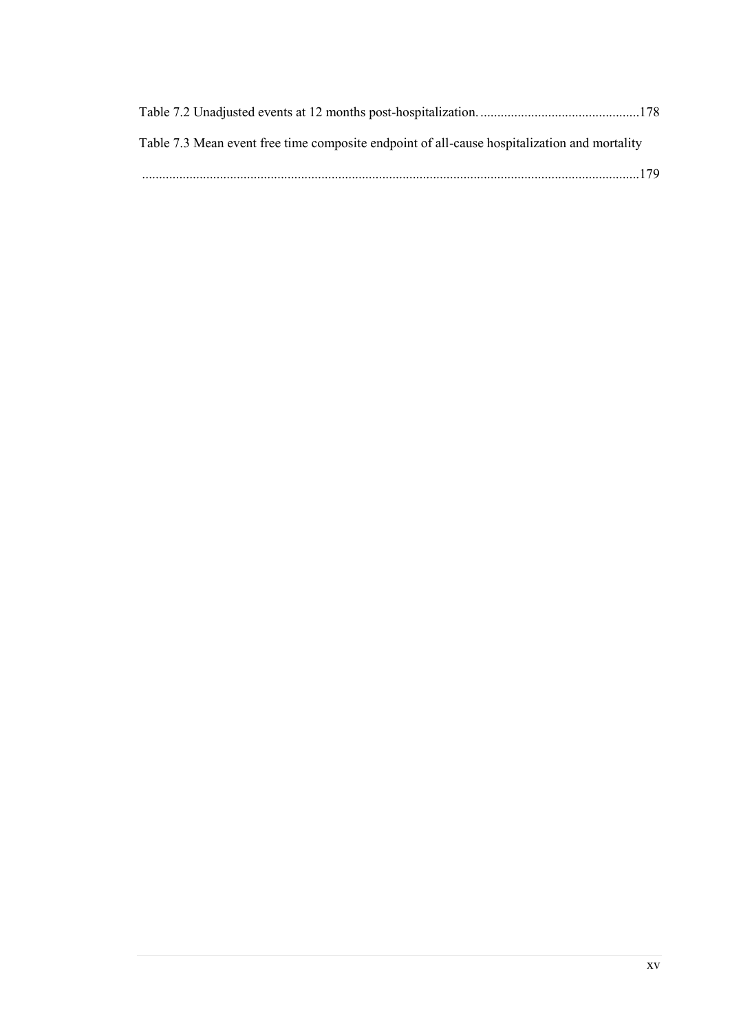Table 7.2 Unadjusted events at 12 months post-hospitalization. ...............................................178

Table 7.3 Mean event free time composite endpoint of all-cause hospitalization and mortality ..................................................................................................................................................179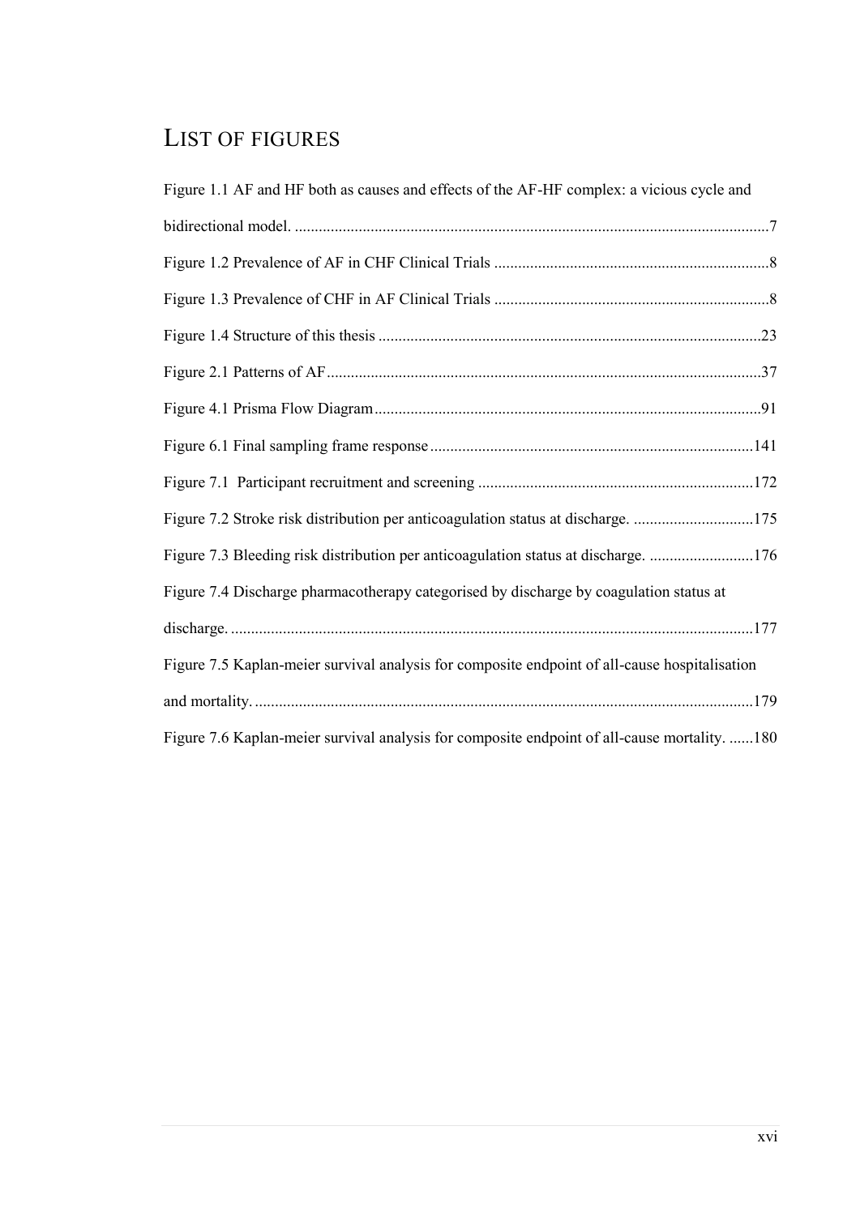# LIST OF FIGURES

Figure 1.1 AF and HF both as causes and effects of the AF-HF complex: a vicious cycle and bidirectional model. ......................................................................................................................7

Figure 1.2 Prevalence of AF in CHF Clinical Trials ....................................................................8

Figure 1.3 Prevalence of CHF in AF Clinical Trials ....................................................................8

Figure 1.4 Structure of this thesis ...............................................................................................23

Figure 2.1 Patterns of AF ...........................................................................................................37

Figure 4.1 Prisma Flow Diagram ................................................................................................91

Figure 6.1 Final sampling frame response .................................................................................141

Figure 7.1 Participant recruitment and screening .....................................................................172

Figure 7.2 Stroke risk distribution per anticoagulation status at discharge. ..............................175

Figure 7.3 Bleeding risk distribution per anticoagulation status at discharge. ..........................176

Figure 7.4 Discharge pharmacotherapy categorised by discharge by coagulation status at discharge. ..................................................................................................................................177

Figure 7.5 Kaplan-meier survival analysis for composite endpoint of all-cause hospitalisation and mortality. ............................................................................................................................179

Figure 7.6 Kaplan-meier survival analysis for composite endpoint of all-cause mortality. ......180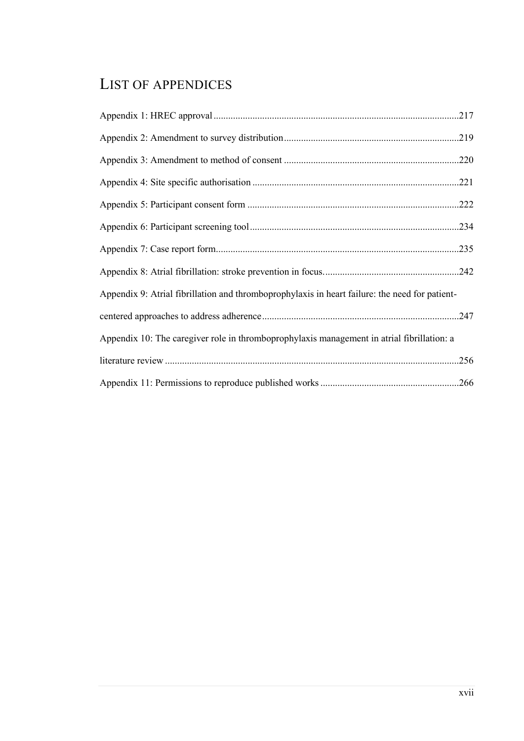# LIST OF APPENDICES

Appendix 1: HREC approval ....................................................................................................217

Appendix 2: Amendment to survey distribution.......................................................................219

Appendix 3: Amendment to method of consent .......................................................................220

Appendix 4: Site specific authorisation ....................................................................................221

Appendix 5: Participant consent form ......................................................................................222

Appendix 6: Participant screening tool.....................................................................................234

Appendix 7: Case report form...................................................................................................235

Appendix 8: Atrial fibrillation: stroke prevention in focus........................................................242

Appendix 9: Atrial fibrillation and thromboprophylaxis in heart failure: the need for patient-centered approaches to address adherence.................................................................................247

Appendix 10: The caregiver role in thromboprophylaxis management in atrial fibrillation: a literature review ........................................................................................................................256

Appendix 11: Permissions to reproduce published works .........................................................266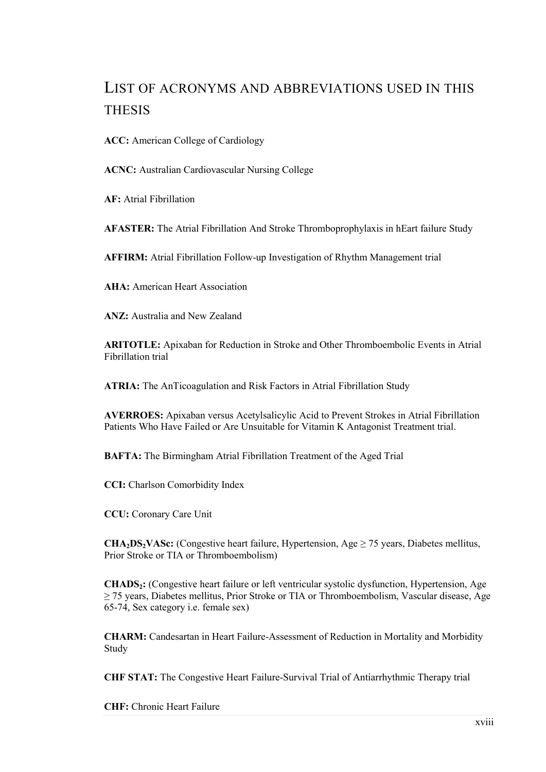# List of acronyms and abbreviations used in this thesis

**ACC:** American College of Cardiology

**ACNC:** Australian Cardiovascular Nursing College

**AF:** Atrial Fibrillation

**AFASTER:** The Atrial Fibrillation And Stroke Thromboprophylaxis in hEart failure Study

**AFFIRM:** Atrial Fibrillation Follow-up Investigation of Rhythm Management trial

**AHA:** American Heart Association

**ANZ:** Australia and New Zealand

**ARITOTLE:** Apixaban for Reduction in Stroke and Other Thromboembolic Events in Atrial Fibrillation trial

**ATRIA:** The AnTicoagulation and Risk Factors in Atrial Fibrillation Study

**AVERROES:** Apixaban versus Acetylsalicylic Acid to Prevent Strokes in Atrial Fibrillation Patients Who Have Failed or Are Unsuitable for Vitamin K Antagonist Treatment trial.

**BAFTA:** The Birmingham Atrial Fibrillation Treatment of the Aged Trial

**CCI:** Charlson Comorbidity Index

**CCU:** Coronary Care Unit

**$CHA_2DS_2VASc$:** (Congestive heart failure, Hypertension, Age ≥ 75 years, Diabetes mellitus, Prior Stroke or TIA or Thromboembolism)

**$CHADS_2$:** (Congestive heart failure or left ventricular systolic dysfunction, Hypertension, Age ≥ 75 years, Diabetes mellitus, Prior Stroke or TIA or Thromboembolism, Vascular disease, Age 65-74, Sex category i.e. female sex)

**CHARM:** Candesartan in Heart Failure-Assessment of Reduction in Mortality and Morbidity Study

**CHF STAT:** The Congestive Heart Failure-Survival Trial of Antiarrhythmic Therapy trial

**CHF:** Chronic Heart Failure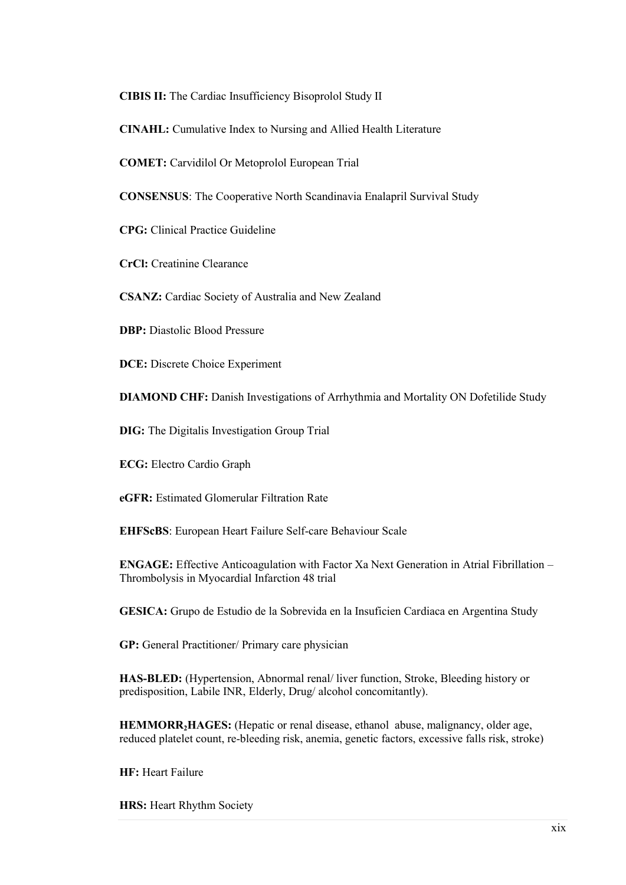**CIBIS II:** The Cardiac Insufficiency Bisoprolol Study II

**CINAHL:** Cumulative Index to Nursing and Allied Health Literature

**COMET:** Carvidilol Or Metoprolol European Trial

**CONSENSUS**: The Cooperative North Scandinavia Enalapril Survival Study

**CPG:** Clinical Practice Guideline

**CrCl:** Creatinine Clearance

**CSANZ:** Cardiac Society of Australia and New Zealand

**DBP:** Diastolic Blood Pressure

**DCE:** Discrete Choice Experiment

**DIAMOND CHF:** Danish Investigations of Arrhythmia and Mortality ON Dofetilide Study

**DIG:** The Digitalis Investigation Group Trial

**ECG:** Electro Cardio Graph

**eGFR:** Estimated Glomerular Filtration Rate

**EHFScBS**: European Heart Failure Self-care Behaviour Scale

**ENGAGE:** Effective Anticoagulation with Factor Xa Next Generation in Atrial Fibrillation – Thrombolysis in Myocardial Infarction 48 trial

**GESICA:** Grupo de Estudio de la Sobrevida en la Insuficien Cardiaca en Argentina Study

**GP:** General Practitioner/ Primary care physician

**HAS-BLED:** (Hypertension, Abnormal renal/ liver function, Stroke, Bleeding history or predisposition, Labile INR, Elderly, Drug/ alcohol concomitantly).

**HEMMORR$_2$HAGES:** (Hepatic or renal disease, ethanol abuse, malignancy, older age, reduced platelet count, re-bleeding risk, anemia, genetic factors, excessive falls risk, stroke)

**HF:** Heart Failure

**HRS:** Heart Rhythm Society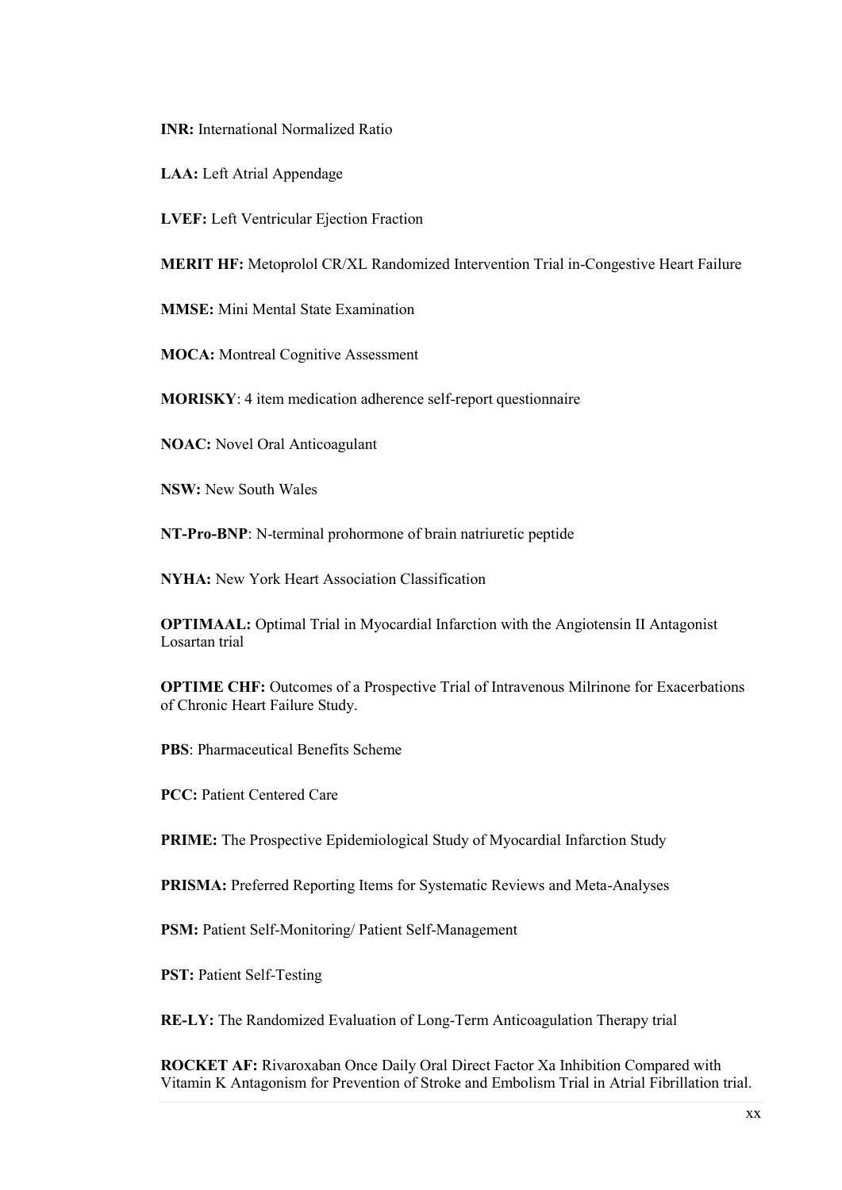**INR:** International Normalized Ratio

**LAA:** Left Atrial Appendage

**LVEF:** Left Ventricular Ejection Fraction

**MERIT HF:** Metoprolol CR/XL Randomized Intervention Trial in-Congestive Heart Failure

**MMSE:** Mini Mental State Examination

**MOCA:** Montreal Cognitive Assessment

**MORISKY**: 4 item medication adherence self-report questionnaire

**NOAC:** Novel Oral Anticoagulant

**NSW:** New South Wales

**NT-Pro-BNP**: N-terminal prohormone of brain natriuretic peptide

**NYHA:** New York Heart Association Classification

**OPTIMAAL:** Optimal Trial in Myocardial Infarction with the Angiotensin II Antagonist Losartan trial

**OPTIME CHF:** Outcomes of a Prospective Trial of Intravenous Milrinone for Exacerbations of Chronic Heart Failure Study.

**PBS**: Pharmaceutical Benefits Scheme

**PCC:** Patient Centered Care

**PRIME:** The Prospective Epidemiological Study of Myocardial Infarction Study

**PRISMA:** Preferred Reporting Items for Systematic Reviews and Meta-Analyses

**PSM:** Patient Self-Monitoring/ Patient Self-Management

**PST:** Patient Self-Testing

**RE-LY:** The Randomized Evaluation of Long-Term Anticoagulation Therapy trial

**ROCKET AF:** Rivaroxaban Once Daily Oral Direct Factor Xa Inhibition Compared with Vitamin K Antagonism for Prevention of Stroke and Embolism Trial in Atrial Fibrillation trial.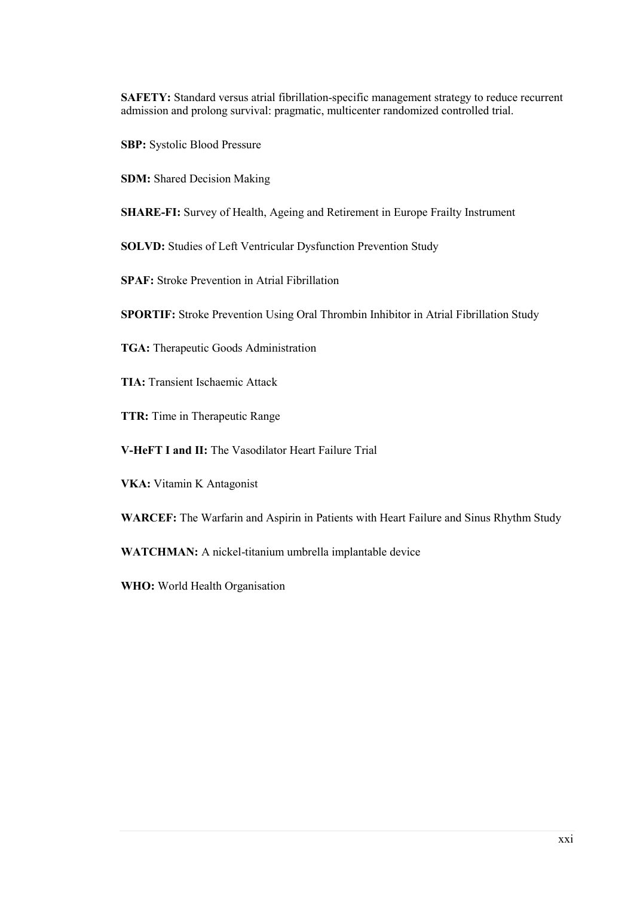**SAFETY:** Standard versus atrial fibrillation-specific management strategy to reduce recurrent admission and prolong survival: pragmatic, multicenter randomized controlled trial.

**SBP:** Systolic Blood Pressure

**SDM:** Shared Decision Making

**SHARE-FI:** Survey of Health, Ageing and Retirement in Europe Frailty Instrument

**SOLVD:** Studies of Left Ventricular Dysfunction Prevention Study

**SPAF:** Stroke Prevention in Atrial Fibrillation

**SPORTIF:** Stroke Prevention Using Oral Thrombin Inhibitor in Atrial Fibrillation Study

**TGA:** Therapeutic Goods Administration

**TIA:** Transient Ischaemic Attack

**TTR:** Time in Therapeutic Range

**V-HeFT I and II:** The Vasodilator Heart Failure Trial

**VKA:** Vitamin K Antagonist

**WARCEF:** The Warfarin and Aspirin in Patients with Heart Failure and Sinus Rhythm Study

**WATCHMAN:** A nickel-titanium umbrella implantable device

**WHO:** World Health Organisation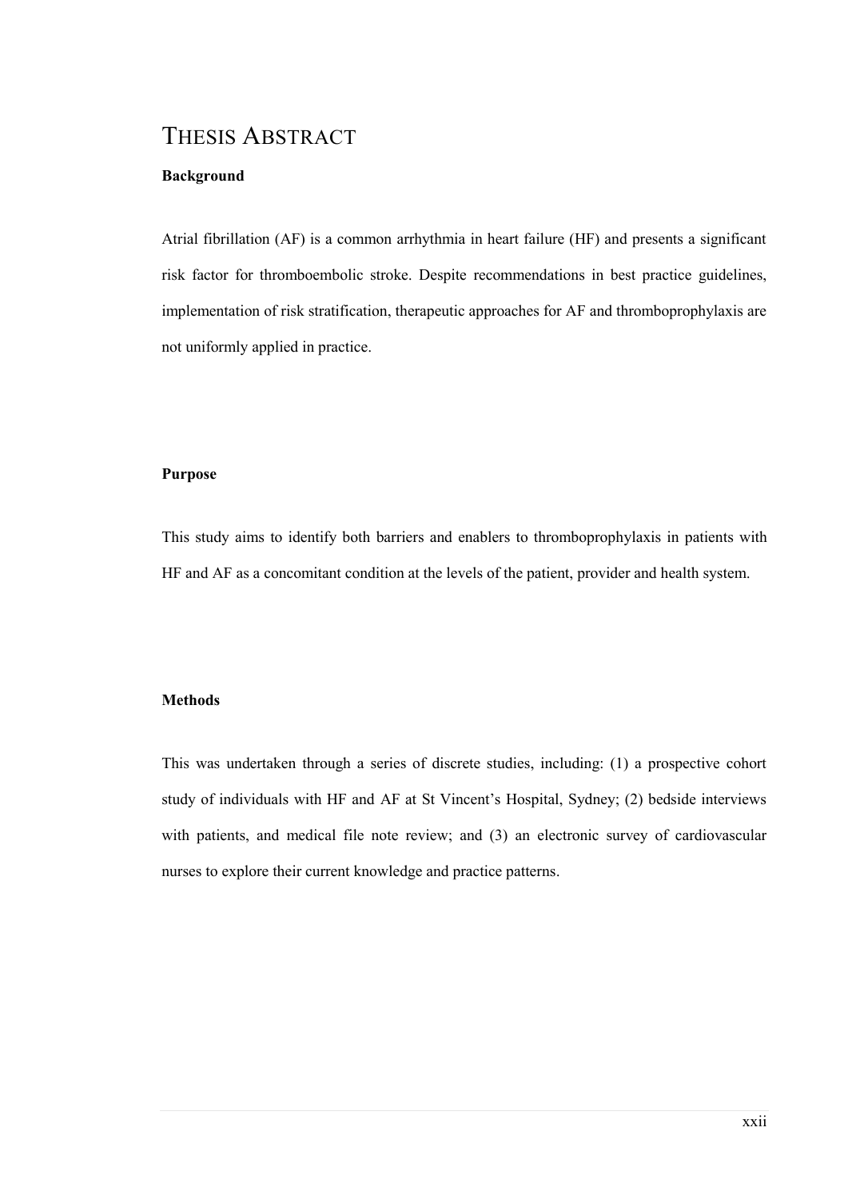# Thesis Abstract

**Background**

Atrial fibrillation (AF) is a common arrhythmia in heart failure (HF) and presents a significant risk factor for thromboembolic stroke. Despite recommendations in best practice guidelines, implementation of risk stratification, therapeutic approaches for AF and thromboprophylaxis are not uniformly applied in practice.

**Purpose**

This study aims to identify both barriers and enablers to thromboprophylaxis in patients with HF and AF as a concomitant condition at the levels of the patient, provider and health system.

**Methods**

This was undertaken through a series of discrete studies, including: (1) a prospective cohort study of individuals with HF and AF at St Vincent's Hospital, Sydney; (2) bedside interviews with patients, and medical file note review; and (3) an electronic survey of cardiovascular nurses to explore their current knowledge and practice patterns.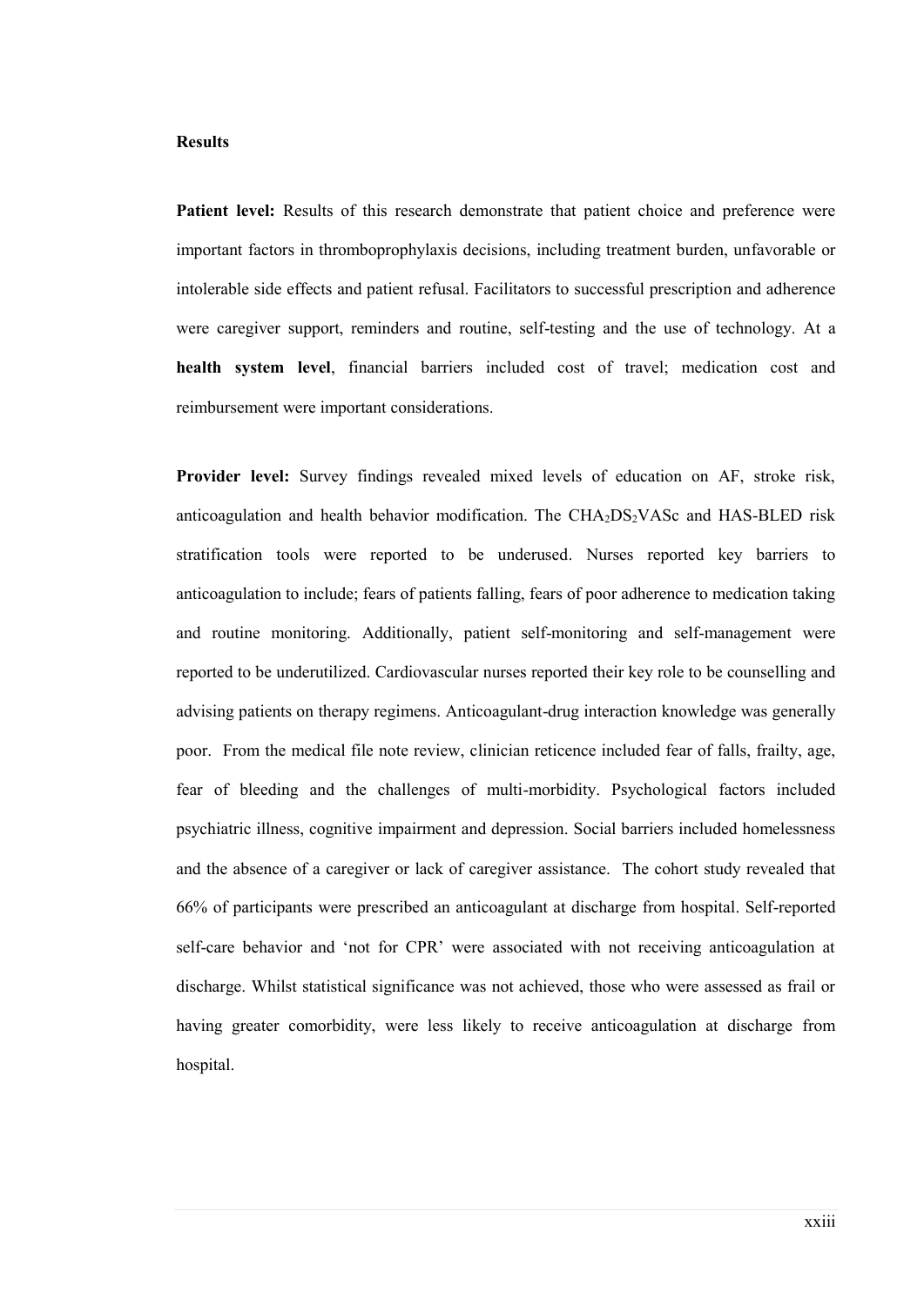**Results**

**Patient level:** Results of this research demonstrate that patient choice and preference were important factors in thromboprophylaxis decisions, including treatment burden, unfavorable or intolerable side effects and patient refusal. Facilitators to successful prescription and adherence were caregiver support, reminders and routine, self-testing and the use of technology. At a **health system level**, financial barriers included cost of travel; medication cost and reimbursement were important considerations.

**Provider level:** Survey findings revealed mixed levels of education on AF, stroke risk, anticoagulation and health behavior modification. The $CHA_2DS_2VASc$ and HAS-BLED risk stratification tools were reported to be underused. Nurses reported key barriers to anticoagulation to include; fears of patients falling, fears of poor adherence to medication taking and routine monitoring. Additionally, patient self-monitoring and self-management were reported to be underutilized. Cardiovascular nurses reported their key role to be counselling and advising patients on therapy regimens. Anticoagulant-drug interaction knowledge was generally poor. From the medical file note review, clinician reticence included fear of falls, frailty, age, fear of bleeding and the challenges of multi-morbidity. Psychological factors included psychiatric illness, cognitive impairment and depression. Social barriers included homelessness and the absence of a caregiver or lack of caregiver assistance. The cohort study revealed that 66% of participants were prescribed an anticoagulant at discharge from hospital. Self-reported self-care behavior and 'not for CPR' were associated with not receiving anticoagulation at discharge. Whilst statistical significance was not achieved, those who were assessed as frail or having greater comorbidity, were less likely to receive anticoagulation at discharge from hospital.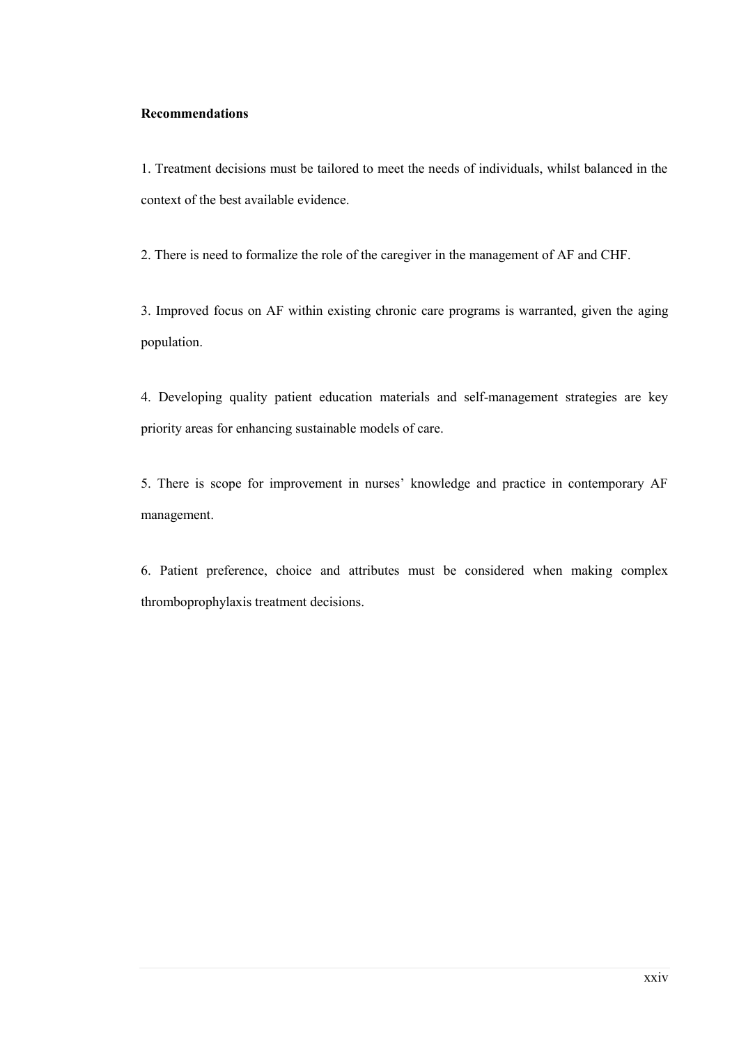**Recommendations**

1. Treatment decisions must be tailored to meet the needs of individuals, whilst balanced in the context of the best available evidence.

2. There is need to formalize the role of the caregiver in the management of AF and CHF.

3. Improved focus on AF within existing chronic care programs is warranted, given the aging population.

4. Developing quality patient education materials and self-management strategies are key priority areas for enhancing sustainable models of care.

5. There is scope for improvement in nurses' knowledge and practice in contemporary AF management.

6. Patient preference, choice and attributes must be considered when making complex thromboprophylaxis treatment decisions.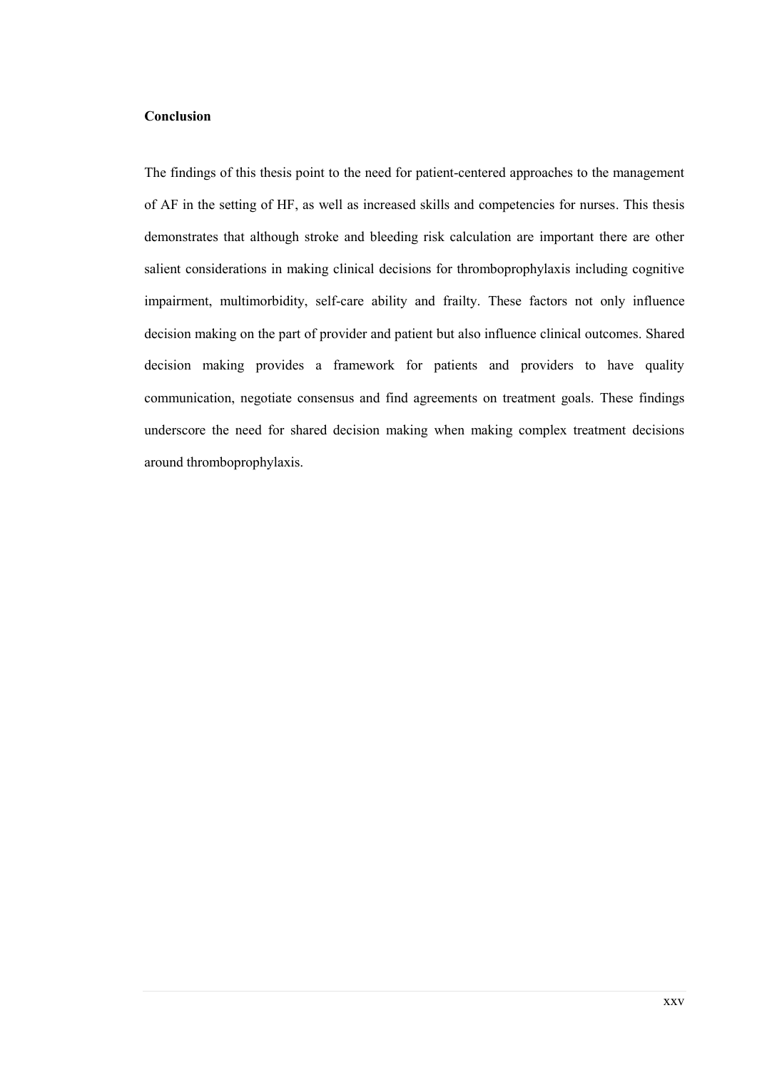**Conclusion**

The findings of this thesis point to the need for patient-centered approaches to the management of AF in the setting of HF, as well as increased skills and competencies for nurses. This thesis demonstrates that although stroke and bleeding risk calculation are important there are other salient considerations in making clinical decisions for thromboprophylaxis including cognitive impairment, multimorbidity, self-care ability and frailty. These factors not only influence decision making on the part of provider and patient but also influence clinical outcomes. Shared decision making provides a framework for patients and providers to have quality communication, negotiate consensus and find agreements on treatment goals. These findings underscore the need for shared decision making when making complex treatment decisions around thromboprophylaxis.